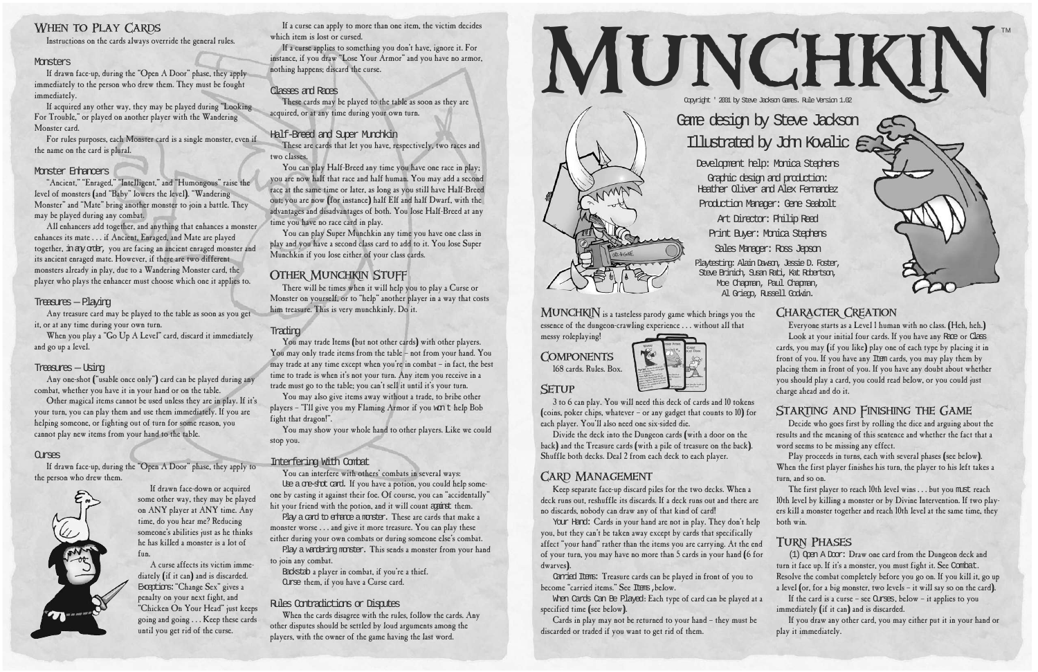# When to Play Cards

Instructions on the cards always override the general rules.

### Monsters

If drawn face-up, during the "Open A Door" phase, they apply immediately to the person who drew them. They must be fought immediately.

If acquired any other way, they may be played during "Looking For Trouble," or played on another player with the Wandering Monster card.

For rules purposes, each Monster card is a single monster, even if the name on the card is plural.

### Monster Enhancers

"Ancient," "Enraged," "Intelligent," and "Humongous" raise the level of monsters (and "Baby" lowers the level). "Wandering Monster" and "Mate" bring another monster to join a battle. They may be played during any combat.

All enhancers add together, and anything that enhances a monster enhances its mate . . . if Ancient, Enraged, and Mate are played together, *in any order*, you are facing an ancient enraged monster and its ancient enraged mate. However, if there are two different monsters already in play, due to a Wandering Monster card, the player who plays the enhancer must choose which one it applies to.

### Treasures – Playing

Any treasure card may be played to the table as soon as you get it, or at any time during your own turn.

When you play a "Go Up A Level" card, discard it immediately and go up a level.

### Treasures – Using

Any one-shot ("usable once only") card can be played during any combat, whether you have it in your hand or on the table.

Other magical items cannot be used unless they are in play. If it's your turn, you can play them and use them immediately. If you are helping someone, or fighting out of turn for some reason, you cannot play new items from your hand to the table.

### Curses

If drawn face-up, during the "Open A Door" phase, they apply to the person who drew them.

If drawn face-down or acquired some other way, they may be played on ANY player at ANY time. Any time, do you hear me? Reducing someone's abilities just as he thinks he has killed a monster is a lot of fun.

A curse affects its victim immediately (if it can) and is discarded. *Exceptions:* "Change Sex" gives a penalty on your next fight, and "Chicken On Your Head" just keeps going and going . . . Keep these cards until you get rid of the curse.

If a curse can apply to more than one item, the victim decides which item is lost or cursed.

If a curse applies to something you don't have, ignore it. For instance, if you draw "Lose Your Armor" and you have no armor, nothing happens; discard the curse.

### Classes and Races

These cards may be played to the table as soon as they are acquired, or at any time during your own turn.

### Half-Breed and Super Munchkin

These are cards that let you have, respectively, two races and two classes.

You can play Half-Breed any time you have one race in play; you are now half that race and half human. You may add a second race at the same time or later, as long as you still have Half-Breed out; you are now (for instance) half Elf and half Dwarf, with the advantages and disadvantages of both. You lose Half-Breed at any time you have no race card in play.

You can play Super Munchkin any time you have one class in play and you have a second class card to add to it. You lose Super Munchkin if you lose either of your class cards.

# Other Munchkin Stuff

There will be times when it will help you to play a Curse or Monster on yourself, or to "help" another player in a way that costs him treasure. This is very munchkinly. Do it.

### Trading

You may trade Items (but not other cards) with other players. You may only trade items from the table – not from your hand. You may trade at any time except when you're in combat – in fact, the best time to trade is when it's not your turn. Any item you receive in a trade must go to the table; you can't sell it until it's your turn.

You may also give items away without a trade, to bribe other players – "I'll give you my Flaming Armor if you *won't* help Bob fight that dragon!".

You may show your whole hand to other players. Like we could stop you.

### Interfering With Combat

You can interfere with others' combats in several ways:

*Use a one-shot card.* If you have a potion, you could help someone by casting it against their foe. Of course, you can "accidentally" hit your friend with the potion, and it will count *against* them.

*Play a card to enhance a monster.* These are cards that make a monster worse . . . and give it more treasure. You can play these either during your own combats or during someone else's combat.

*Play a wandering monster.* This sends a monster from your hand to join any combat.

*Backstab* a player in combat, if you're a thief.

*Curse* them, if you have a Curse card.

### Rules Contradictions or Disputes

When the cards disagree with the rules, follow the cards. Any other disputes should be settled by loud arguments among the players, with the owner of the game having the last word.

# Munchkin™

Copyright © 2001 by Steve Jackson Games. Rule Version 1.02

Game design by Steve Jackson

Illustrated by John Kovalic

Development help: Monica Stephens

Graphic design and production: Heather Oliver and Alex Fernandez

Production Manager: Gene Seabolt

Art Director: Philip Reed

Print Buyer: Monica Stephens

Sales Manager: Ross Jepson

Playtesting: Alain Dawson, Jessie D. Foster, Steve Brinich, Susan Rati, Kat Robertson, Moe Chapman, Paul Chapman, Al Griego, Russell Godwin.

**Munchkin** is a tasteless parody game which brings you the essence of the dungeon-crawling experience . . . without all that messy roleplaying!

# Components

168 cards. Rules. Box.

# Setup

3 to 6 can play. You will need this deck of cards and 10 tokens (coins, poker chips, whatever – or any gadget that counts to 10) for each player. You'll also need one six-sided die.

Divide the deck into the Dungeon cards (with a door on the back) and the Treasure cards (with a pile of treasure on the back). Shuffle both decks. Deal 2 from each deck to each player.

# Card Management

Keep separate face-up discard piles for the two decks. When a deck runs out, reshuffle its discards. If a deck runs out and there are no discards, nobody can draw any of that kind of card!

*Your Hand:* Cards in your hand are not in play. They don't help you, but they can't be taken away except by cards that specifically affect "your hand" rather than the items you are carrying. At the end of your turn, you may have no more than 5 cards in your hand (6 for dwarves).

*Carried Items:* Treasure cards can be played in front of you to become "carried items." See *Items*, below.

*When Cards Can Be Played:* Each type of card can be played at a specified time (see below).

Cards in play may not be returned to your hand – they must be discarded or traded if you want to get rid of them.

# Character Creation

Everyone starts as a Level 1 human with no class. (Heh, heh.)

Look at your initial four cards. If you have any *Race* or *Class* cards, you may (if you like) play one of each type by placing it in front of you. If you have any *Item* cards, you may play them by placing them in front of you. If you have any doubt about whether you should play a card, you could read below, or you could just charge ahead and do it.

# Starting and Finishing the Game

Decide who goes first by rolling the dice and arguing about the results and the meaning of this sentence and whether the fact that a word seems to be missing any effect.

Play proceeds in turns, each with several phases (see below). When the first player finishes his turn, the player to his left takes a turn, and so on.

The first player to reach 10th level wins . . . but you *must* reach 10th level by killing a monster or by Divine Intervention. If two players kill a monster together and reach 10th level at the same time, they both win.

# Turn Phases

*(1) Open A Door:* Draw one card from the Dungeon deck and turn it face up. If it's a monster, you must fight it. See *Combat*. Resolve the combat completely before you go on. If you kill it, go up a level (or, for a big monster, two levels – it will say so on the card).

If the card is a curse – see *Curses*, below – it applies to you immediately (if it can) and is discarded.

If you draw any other card, you may either put it in your hand or play it immediately.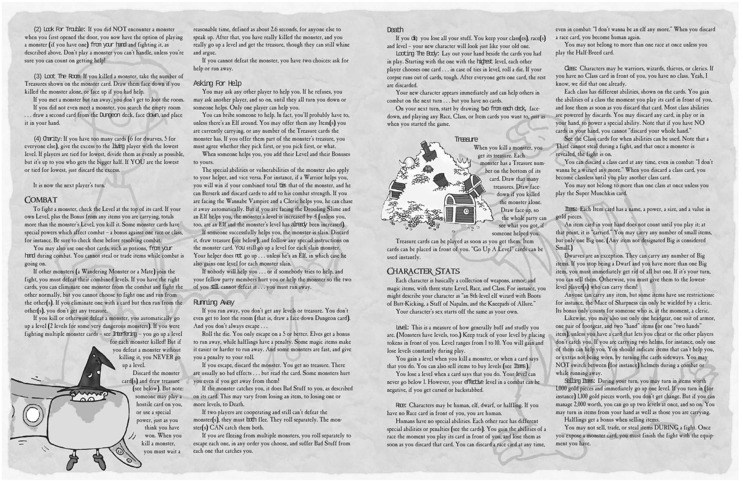(2) *Look For Trouble:* If you did NOT encounter a monster when you first opened the door, you now have the option of playing a monster (if you have one) *from your hand* and fighting it, as described above. Don't play a monster you can't handle, unless you're sure you can count on getting help!

(3) *Loot The Room:* If you killed a monster, take the number of Treasures shown on the monster card. Draw them face down if you killed the monster alone, or face up if you had help.

If you met a monster but ran away, you don't get to loot the room.

If you did not even meet a monster, you search the empty room . . . draw a second card from the *Dungeon* deck, face *down*, and place it in your hand.

(4) *Charity:* If you have too many cards (6 for dwarves, 5 for everyone else), give the excess to the *living* player with the lowest level. If players are tied for lowest, divide them as evenly as possible, but it's up to you who gets the bigger half. If YOU are the lowest or tied for lowest, just discard the excess.

It is now the next player's turn.

## Combat

To fight a monster, check the Level at the top of its card. If your own Level, plus the Bonus from any items you are carrying, totals more than the monster's Level, you kill it. Some monster cards have special powers which affect combat – a bonus against one race or class, for instance. Be sure to check these before resolving combat.

You may also use one-shot cards, such as potions, *from your hand* during combat. You cannot steal or trade items while combat is going on.

If other monsters (a Wandering Monster or a Mate) join the fight, you must defeat their combined levels. If you have the right cards, you can eliminate one monster from the combat and fight the other normally, but you cannot choose to fight one and run from the other(s). If you eliminate one with a card but then run from the other(s), you don't get any treasure.

If you kill or otherwise defeat a monster, you automatically go up a level (2 levels for some very dangerous monsters). If you were fighting multiple monster cards – see *Interfering* – you go up a level for each monster killed! But if you defeat a monster without killing it, you NEVER go up a level.

Discard the monster card(s) and draw treasure (see below). But note: someone may play a hostile card on you, or use a special power, just as you think you have won. When you kill a monster, you must wait a reasonable time, defined as about 2.6 seconds, for anyone else to speak up. After that, you have really killed the monster, and you really go up a level and get the treasure, though they can still whine and argue.

If you cannot defeat the monster, you have two choices: ask for help or run away.

### Asking For Help

You may ask any other player to help you. If he refuses, you may ask another player, and so on, until they all turn you down or someone helps. Only one player can help you.

You can bribe someone to help. In fact, you'll probably have to, unless there's an Elf around. You may offer them any Item(s) you are currently carrying, or any number of the Treasure cards the monster has. If you offer them part of the monster's treasure, you must agree whether they pick first, or you pick first, or what.

When someone helps you, you add their Level and their Bonuses to yours.

The special abilities or vulnerabilities of the monster also apply to your helper, and vice versa. For instance, if a Warrior helps you, you will win if your combined total *ties* that of the monster, and he can Berserk and discard cards to add to his combat strength. If you are facing the Wannabe Vampire and a Cleric helps you, he can chase it away automatically. But if you are facing the Drooling Slime and an Elf helps you, the monster's level is increased by 4 (unless you, too, are an Elf and the monster's level has *already* been increased).

If someone successfully helps you, the monster is slain. Discard it, draw treasure (see below), and follow any special instructions on the monster card. *You* still go up a level for each slain monster. Your helper does *not* go up . . . unless he's an Elf, in which case he also gains one level for each monster slain.

If nobody will help you . . . or if somebody tries to help, and your fellow party members hurt you or help the monster so the two of you *still* cannot defeat it . . . you must run away.

### Running Away

If you run away, you don't get any levels or treasure. You don't even get to loot the room (that is, draw a face-down Dungeon card). And you don't always escape . . .

Roll the die. You only escape on a 5 or better. Elves get a bonus to run away, while halflings have a penalty. Some magic items make it easier or harder to run away. And some monsters are fast, and give you a penalty to your roll.

If you escape, discard the monster. You get no treasure. There are usually no bad effects . . . but read the card. Some monsters hurt you even if you get away from them!

If the monster catches you, it does Bad Stuff to you, as described on its card. This may vary from losing an item, to losing one or more levels, to Death.

If two players are cooperating and still can't defeat the monster(s), they must *both* flee. They roll separately. The monster(s) CAN catch them both.

If you are fleeing from multiple monsters, you roll separately to escape each one, in any order you choose, and suffer Bad Stuff from each one that catches you.

### Death

If you *die*, you lose all your stuff. You keep your class(es), race(s) and level – your new character will look just like your old one.

*Looting The Body:* Lay out your hand beside the cards you had in play. Starting with the one with the *highest* level, each other player chooses one card . . . in case of ties in level, roll a die. If your corpse runs out of cards, tough. After everyone gets one card, the rest are discarded.

Your new character appears immediately and can help others in combat on the next turn . . . but you have no cards.

On your next turn, start by drawing *two from each deck*, face-down, and playing any Race, Class, or Item cards you want to, just as when you started the game.

### Treasure

When you kill a monster, you get its treasure. Each monster has a Treasure number on the bottom of its card. Draw that many treasures. Draw face-down if you killed the monster alone. Draw face-up, so the whole party can see what you got, if someone helped you.

Treasure cards can be played as soon as you get them. Item cards can be placed in front of you. "Go Up A Level" cards can be used instantly.

## Character Stats

Each character is basically a collection of weapons, armor, and magic items, with three stats: Level, Race, and Class. For instance, you might describe your character as "an 8th-level elf wizard with Boots of Butt-Kicking, a Staff of Napalm, and the Kneepads of Allure."

Your character's sex starts off the same as your own.

*Level:* This is a measure of how generally buff and studly you are. (Monsters have levels, too.) Keep track of your level by placing tokens in front of you. Level ranges from 1 to 10. You will gain and lose levels constantly during play.

You gain a level when you kill a monster, or when a card says that you do. You can also sell items to buy levels (see *Items*).

You lose a level when a card says that you do. Your level can never go below 1. However, your *effective* level in a combat can be negative, if you get cursed or backstabbed.

*Race:* Characters may be human, elf, dwarf, or halfling. If you have no Race card in front of you, you are human.

Humans have no special abilities. Each other race has different special abilities or penalties (see the cards). You gain the abilities of a race the moment you play its card in front of you, and lose them as soon as you discard that card. You can discard a race card at any time, even in combat: "I don't wanna be an elf any more." When you discard a race card, you become human again.

You may not belong to more than one race at once unless you play the Half-Breed card.

*Class:* Characters may be warriors, wizards, thieves, or clerics. If you have no Class card in front of you, you have no class. Yeah, I know, we did that one already.

Each class has different abilities, shown on the cards. You gain the abilities of a class the moment you play its card in front of you, and lose them as soon as you discard that card. Most class abilities are powered by discards. You may discard any card, in play or in your hand, to power a special ability. Note that if you have NO cards in your hand, you cannot "discard your whole hand."

See the Class cards for when abilities can be used. Note that a Thief cannot steal during a fight, and that once a monster is revealed, the fight is on.

You can discard a class card at any time, even in combat: "I don't wanna be a wizard any more." When you discard a class card, you become classless until you play another class card.

You may not belong to more than one class at once unless you play the Super Munchkin card.

*Items:* Each Item card has a name, a power, a size, and a value in gold pieces.

An item card in your hand does not count until you play it; at that point, it is "carried." You may carry any number of small items, but only one Big one. (Any item not designated Big is considered Small.)

Dwarves are an exception. They can carry any number of Big items. If you stop being a Dwarf and you have more than one Big item, you must immediately get rid of all but one. If it's your turn, you can sell them. Otherwise, you must give them to the lowest-level player(s) who can carry them!

Anyone can carry any item, but some items have use restrictions: for instance, the Mace of Sharpness can only be wielded by a cleric. Its bonus only counts for someone who is, at the moment, a cleric.

Likewise, you may also use only one headgear, one suit of armor, one pair of footgear, and two "hand" items (or one "two hands" item), unless you have a card that lets you cheat or the other players don't catch you. If you are carrying two helms, for instance, only one of them can help you. You should indicate items that can't help you, or extras not being worn, by turning the cards sideways. You may NOT switch between (for instance) helmets during a combat or while running away.

*Selling Items:* During your turn, you may turn in items worth 1,000 gold pieces and immediately go up one level. If you turn in (for instance) 1,100 gold pieces worth, you don't get change. But if you can manage 2,000 worth, you can go up two levels at once, and so on. You may turn in items from your hand as well as those you are carrying.

Halflings get a bonus when selling items.

You may not sell, trade, or steal items DURING a fight. Once you expose a monster card, you must finish the fight with the equipment you have.